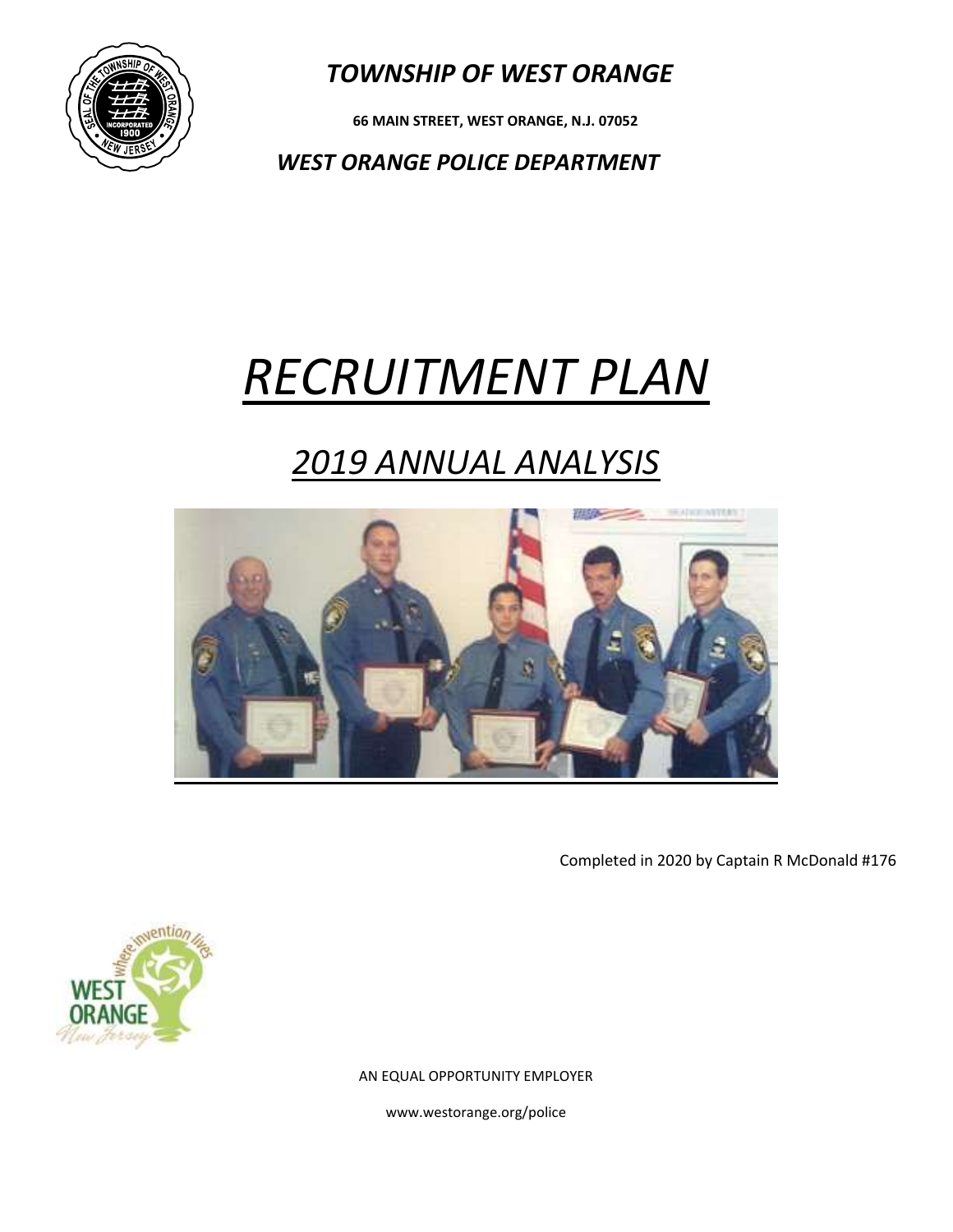***TOWNSHIP OF WEST ORANGE***

**66 MAIN STREET, WEST ORANGE, N.J. 07052**

***WEST ORANGE POLICE DEPARTMENT***

# *RECRUITMENT PLAN*

## *2019 ANNUAL ANALYSIS*

Completed in 2020 by Captain R McDonald #176

AN EQUAL OPPORTUNITY EMPLOYER

www.westorange.org/police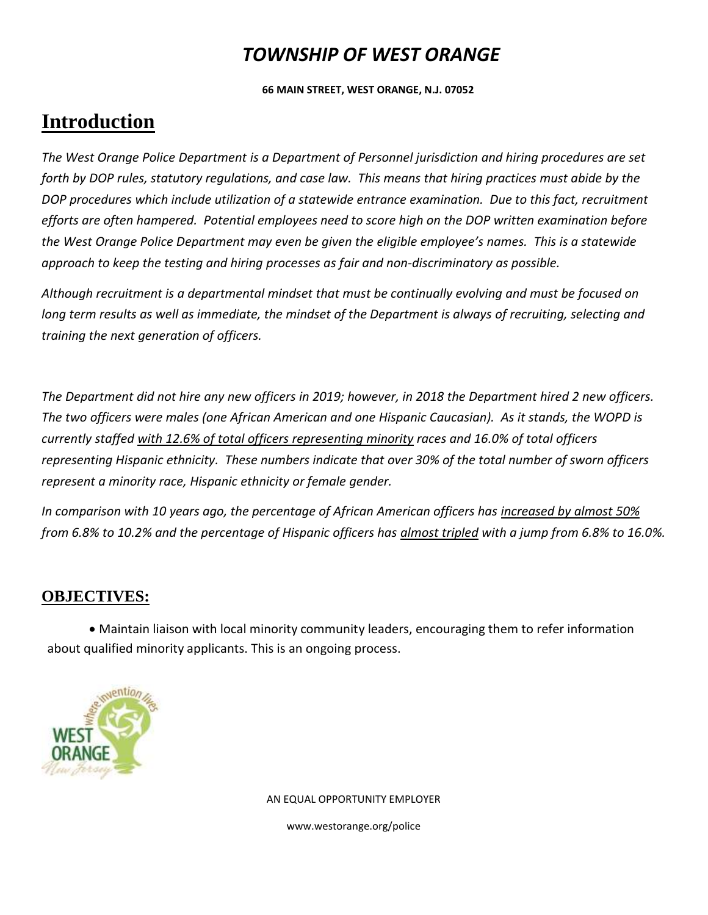# *TOWNSHIP OF WEST ORANGE*

**66 MAIN STREET, WEST ORANGE, N.J. 07052**

# Introduction

*The West Orange Police Department is a Department of Personnel jurisdiction and hiring procedures are set forth by DOP rules, statutory regulations, and case law. This means that hiring practices must abide by the DOP procedures which include utilization of a statewide entrance examination. Due to this fact, recruitment efforts are often hampered. Potential employees need to score high on the DOP written examination before the West Orange Police Department may even be given the eligible employee's names. This is a statewide approach to keep the testing and hiring processes as fair and non-discriminatory as possible.*

*Although recruitment is a departmental mindset that must be continually evolving and must be focused on long term results as well as immediate, the mindset of the Department is always of recruiting, selecting and training the next generation of officers.*

*The Department did not hire any new officers in 2019; however, in 2018 the Department hired 2 new officers. The two officers were males (one African American and one Hispanic Caucasian). As it stands, the WOPD is currently staffed <u>with 12.6% of total officers representing minority</u> races and 16.0% of total officers representing Hispanic ethnicity. These numbers indicate that over 30% of the total number of sworn officers represent a minority race, Hispanic ethnicity or female gender.*

*In comparison with 10 years ago, the percentage of African American officers has <u>increased by almost 50%</u> from 6.8% to 10.2% and the percentage of Hispanic officers has <u>almost tripled</u> with a jump from 6.8% to 16.0%.*

## OBJECTIVES:

- Maintain liaison with local minority community leaders, encouraging them to refer information about qualified minority applicants. This is an ongoing process.

AN EQUAL OPPORTUNITY EMPLOYER

www.westorange.org/police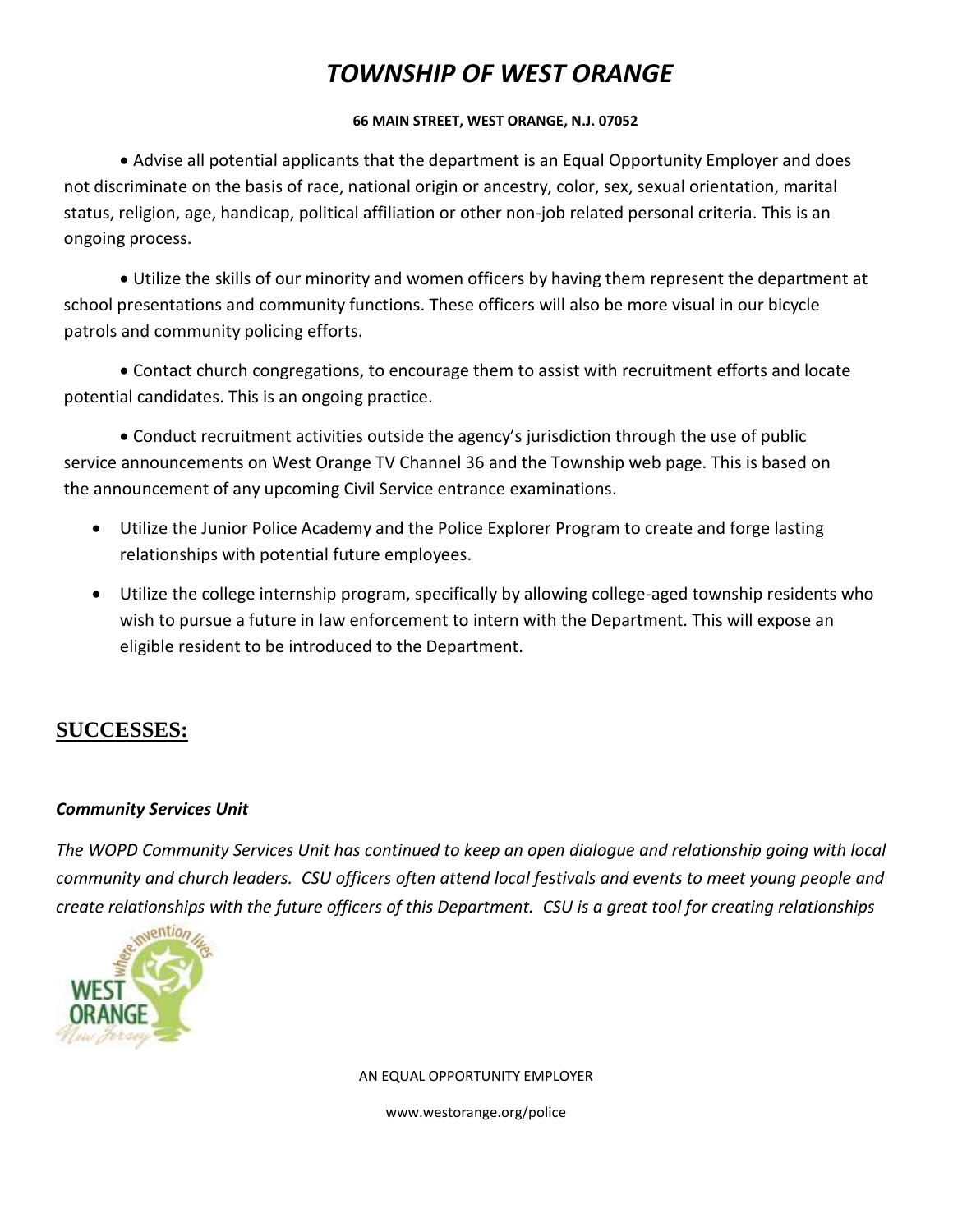- Advise all potential applicants that the department is an Equal Opportunity Employer and does not discriminate on the basis of race, national origin or ancestry, color, sex, sexual orientation, marital status, religion, age, handicap, political affiliation or other non-job related personal criteria. This is an ongoing process.

- Utilize the skills of our minority and women officers by having them represent the department at school presentations and community functions. These officers will also be more visual in our bicycle patrols and community policing efforts.

- Contact church congregations, to encourage them to assist with recruitment efforts and locate potential candidates. This is an ongoing practice.

- Conduct recruitment activities outside the agency's jurisdiction through the use of public service announcements on West Orange TV Channel 36 and the Township web page. This is based on the announcement of any upcoming Civil Service entrance examinations.

- Utilize the Junior Police Academy and the Police Explorer Program to create and forge lasting relationships with potential future employees.

- Utilize the college internship program, specifically by allowing college-aged township residents who wish to pursue a future in law enforcement to intern with the Department. This will expose an eligible resident to be introduced to the Department.

## SUCCESSES:

### *Community Services Unit*

*The WOPD Community Services Unit has continued to keep an open dialogue and relationship going with local community and church leaders. CSU officers often attend local festivals and events to meet young people and create relationships with the future officers of this Department. CSU is a great tool for creating relationships*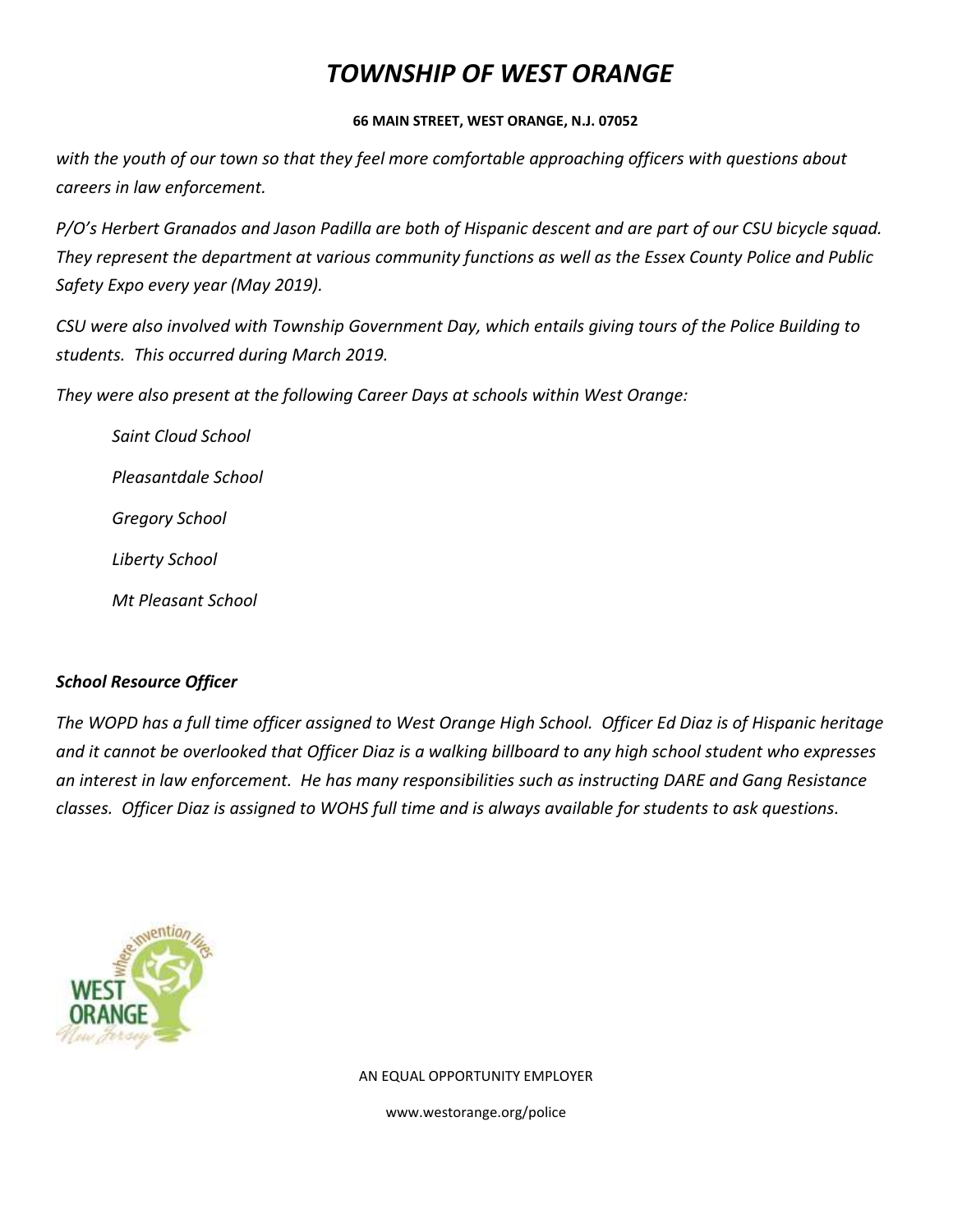*with the youth of our town so that they feel more comfortable approaching officers with questions about careers in law enforcement.*

*P/O's Herbert Granados and Jason Padilla are both of Hispanic descent and are part of our CSU bicycle squad. They represent the department at various community functions as well as the Essex County Police and Public Safety Expo every year (May 2019).*

*CSU were also involved with Township Government Day, which entails giving tours of the Police Building to students. This occurred during March 2019.*

*They were also present at the following Career Days at schools within West Orange:*

*Saint Cloud School*

*Pleasantdale School*

*Gregory School*

*Liberty School*

*Mt Pleasant School*

***School Resource Officer***

*The WOPD has a full time officer assigned to West Orange High School. Officer Ed Diaz is of Hispanic heritage and it cannot be overlooked that Officer Diaz is a walking billboard to any high school student who expresses an interest in law enforcement. He has many responsibilities such as instructing DARE and Gang Resistance classes. Officer Diaz is assigned to WOHS full time and is always available for students to ask questions.*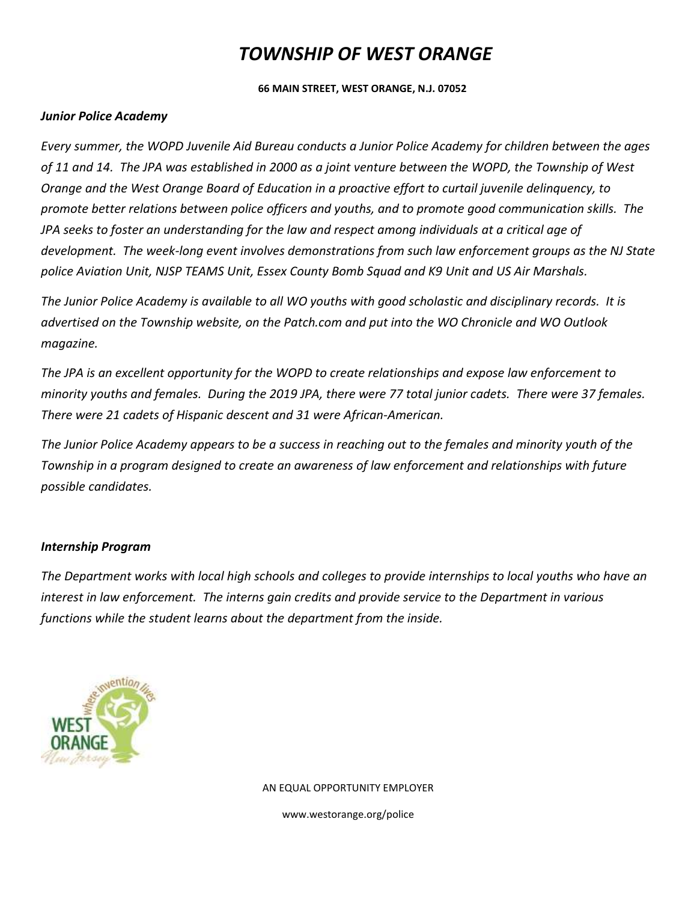# *TOWNSHIP OF WEST ORANGE*

**66 MAIN STREET, WEST ORANGE, N.J. 07052**

***Junior Police Academy***

*Every summer, the WOPD Juvenile Aid Bureau conducts a Junior Police Academy for children between the ages of 11 and 14. The JPA was established in 2000 as a joint venture between the WOPD, the Township of West Orange and the West Orange Board of Education in a proactive effort to curtail juvenile delinquency, to promote better relations between police officers and youths, and to promote good communication skills. The JPA seeks to foster an understanding for the law and respect among individuals at a critical age of development. The week-long event involves demonstrations from such law enforcement groups as the NJ State police Aviation Unit, NJSP TEAMS Unit, Essex County Bomb Squad and K9 Unit and US Air Marshals.*

*The Junior Police Academy is available to all WO youths with good scholastic and disciplinary records. It is advertised on the Township website, on the Patch.com and put into the WO Chronicle and WO Outlook magazine.*

*The JPA is an excellent opportunity for the WOPD to create relationships and expose law enforcement to minority youths and females. During the 2019 JPA, there were 77 total junior cadets. There were 37 females. There were 21 cadets of Hispanic descent and 31 were African-American.*

*The Junior Police Academy appears to be a success in reaching out to the females and minority youth of the Township in a program designed to create an awareness of law enforcement and relationships with future possible candidates.*

***Internship Program***

*The Department works with local high schools and colleges to provide internships to local youths who have an interest in law enforcement. The interns gain credits and provide service to the Department in various functions while the student learns about the department from the inside.*

AN EQUAL OPPORTUNITY EMPLOYER

www.westorange.org/police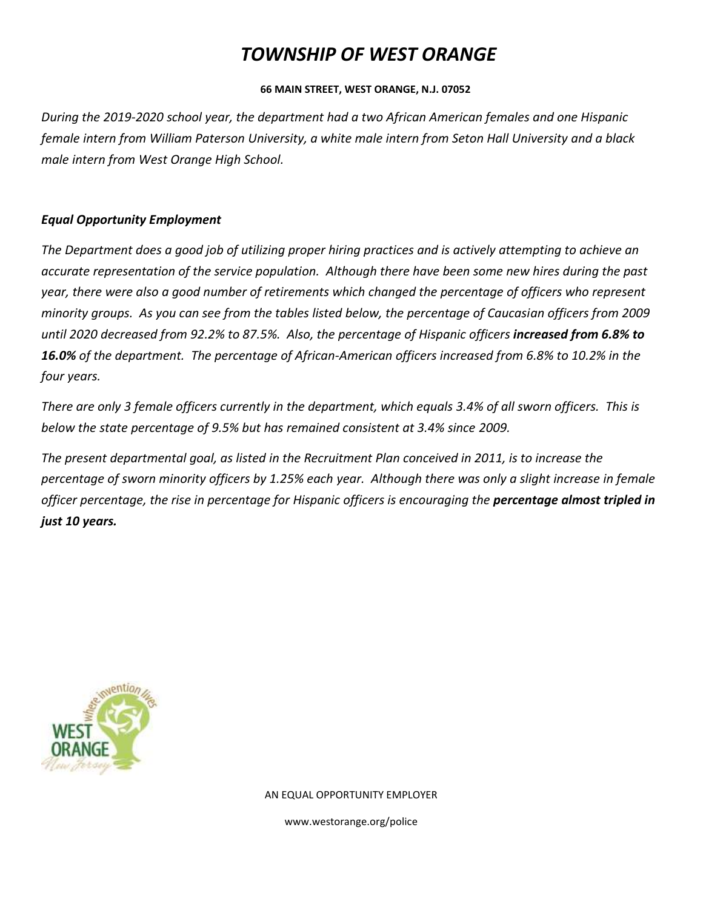# *TOWNSHIP OF WEST ORANGE*

**66 MAIN STREET, WEST ORANGE, N.J. 07052**

*During the 2019-2020 school year, the department had a two African American females and one Hispanic female intern from William Paterson University, a white male intern from Seton Hall University and a black male intern from West Orange High School.*

***Equal Opportunity Employment***

*The Department does a good job of utilizing proper hiring practices and is actively attempting to achieve an accurate representation of the service population. Although there have been some new hires during the past year, there were also a good number of retirements which changed the percentage of officers who represent minority groups. As you can see from the tables listed below, the percentage of Caucasian officers from 2009 until 2020 decreased from 92.2% to 87.5%. Also, the percentage of Hispanic officers* ***increased from 6.8% to 16.0%*** *of the department. The percentage of African-American officers increased from 6.8% to 10.2% in the four years.*

*There are only 3 female officers currently in the department, which equals 3.4% of all sworn officers. This is below the state percentage of 9.5% but has remained consistent at 3.4% since 2009.*

*The present departmental goal, as listed in the Recruitment Plan conceived in 2011, is to increase the percentage of sworn minority officers by 1.25% each year. Although there was only a slight increase in female officer percentage, the rise in percentage for Hispanic officers is encouraging the* ***percentage almost tripled in just 10 years.***

AN EQUAL OPPORTUNITY EMPLOYER

www.westorange.org/police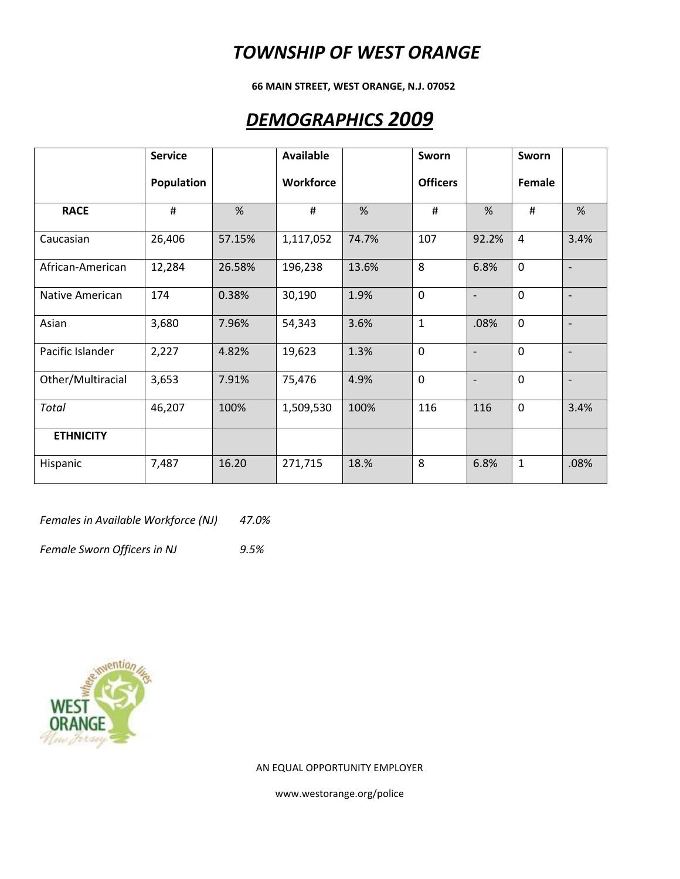# *TOWNSHIP OF WEST ORANGE*

**66 MAIN STREET, WEST ORANGE, N.J. 07052**

## *DEMOGRAPHICS 2009*

| | Service Population | | Available Workforce | | Sworn Officers | | Sworn Female | |
|---|---|---|---|---|---|---|---|---|
| **RACE** | # | % | # | % | # | % | # | % |
| Caucasian | 26,406 | 57.15% | 1,117,052 | 74.7% | 107 | 92.2% | 4 | 3.4% |
| African-American | 12,284 | 26.58% | 196,238 | 13.6% | 8 | 6.8% | 0 | - |
| Native American | 174 | 0.38% | 30,190 | 1.9% | 0 | - | 0 | - |
| Asian | 3,680 | 7.96% | 54,343 | 3.6% | 1 | .08% | 0 | - |
| Pacific Islander | 2,227 | 4.82% | 19,623 | 1.3% | 0 | - | 0 | - |
| Other/Multiracial | 3,653 | 7.91% | 75,476 | 4.9% | 0 | - | 0 | - |
| *Total* | 46,207 | 100% | 1,509,530 | 100% | 116 | 116 | 0 | 3.4% |
| **ETHNICITY** | | | | | | | | |
| Hispanic | 7,487 | 16.20 | 271,715 | 18.% | 8 | 6.8% | 1 | .08% |

*Females in Available Workforce (NJ)* *47.0%*

*Female Sworn Officers in NJ* *9.5%*

AN EQUAL OPPORTUNITY EMPLOYER

www.westorange.org/police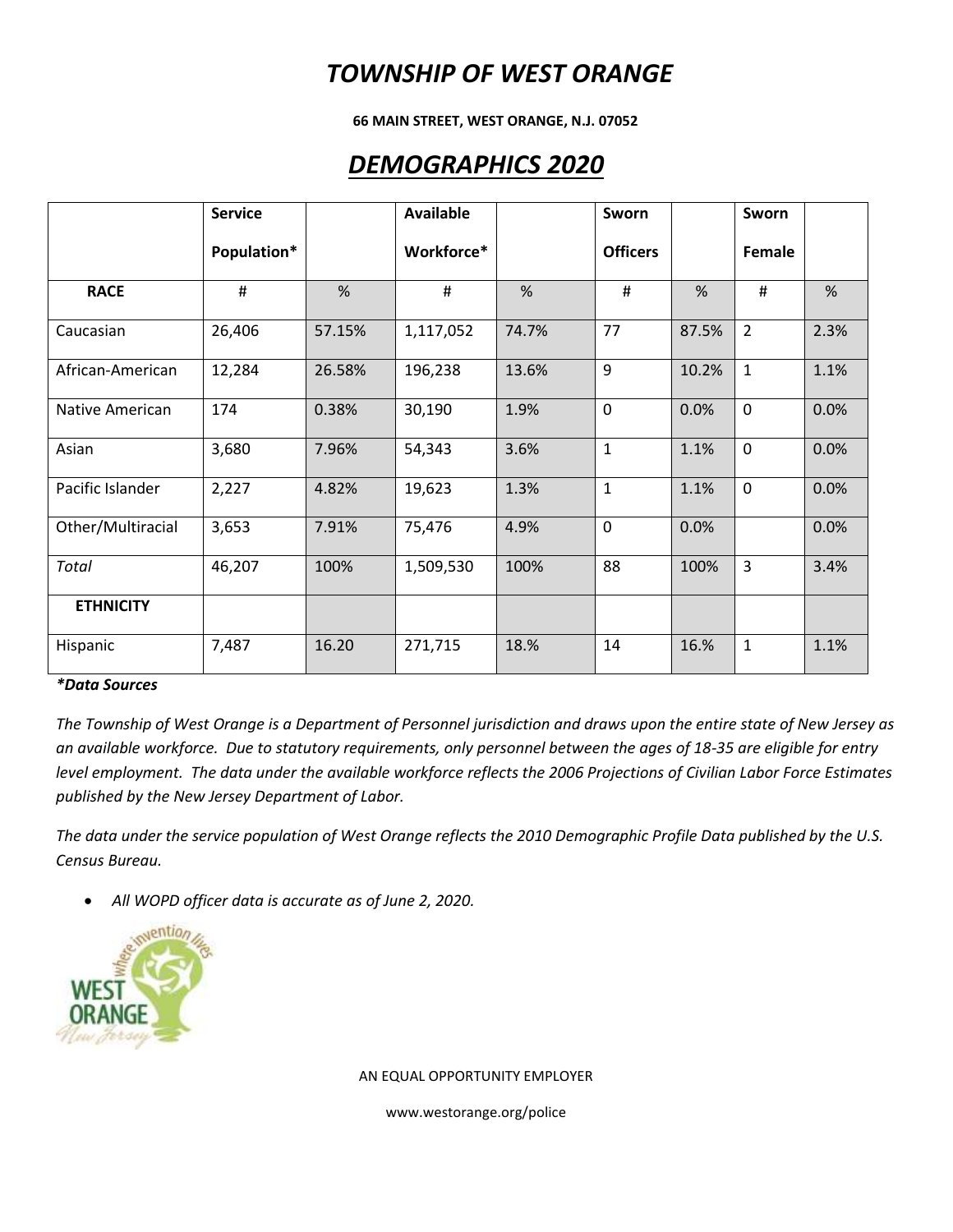# *TOWNSHIP OF WEST ORANGE*

**66 MAIN STREET, WEST ORANGE, N.J. 07052**

## *DEMOGRAPHICS 2020*

| | **Service Population*** | | **Available Workforce*** | | **Sworn Officers** | | **Sworn Female** | |
|---|---|---|---|---|---|---|---|---|
| **RACE** | # | % | # | % | # | % | # | % |
| Caucasian | 26,406 | 57.15% | 1,117,052 | 74.7% | 77 | 87.5% | 2 | 2.3% |
| African-American | 12,284 | 26.58% | 196,238 | 13.6% | 9 | 10.2% | 1 | 1.1% |
| Native American | 174 | 0.38% | 30,190 | 1.9% | 0 | 0.0% | 0 | 0.0% |
| Asian | 3,680 | 7.96% | 54,343 | 3.6% | 1 | 1.1% | 0 | 0.0% |
| Pacific Islander | 2,227 | 4.82% | 19,623 | 1.3% | 1 | 1.1% | 0 | 0.0% |
| Other/Multiracial | 3,653 | 7.91% | 75,476 | 4.9% | 0 | 0.0% | | 0.0% |
| *Total* | 46,207 | 100% | 1,509,530 | 100% | 88 | 100% | 3 | 3.4% |
| **ETHNICITY** | | | | | | | | |
| Hispanic | 7,487 | 16.20 | 271,715 | 18.% | 14 | 16.% | 1 | 1.1% |

***Data Sources**

*The Township of West Orange is a Department of Personnel jurisdiction and draws upon the entire state of New Jersey as an available workforce. Due to statutory requirements, only personnel between the ages of 18-35 are eligible for entry level employment. The data under the available workforce reflects the 2006 Projections of Civilian Labor Force Estimates published by the New Jersey Department of Labor.*

*The data under the service population of West Orange reflects the 2010 Demographic Profile Data published by the U.S. Census Bureau.*

- *All WOPD officer data is accurate as of June 2, 2020.*

AN EQUAL OPPORTUNITY EMPLOYER

www.westorange.org/police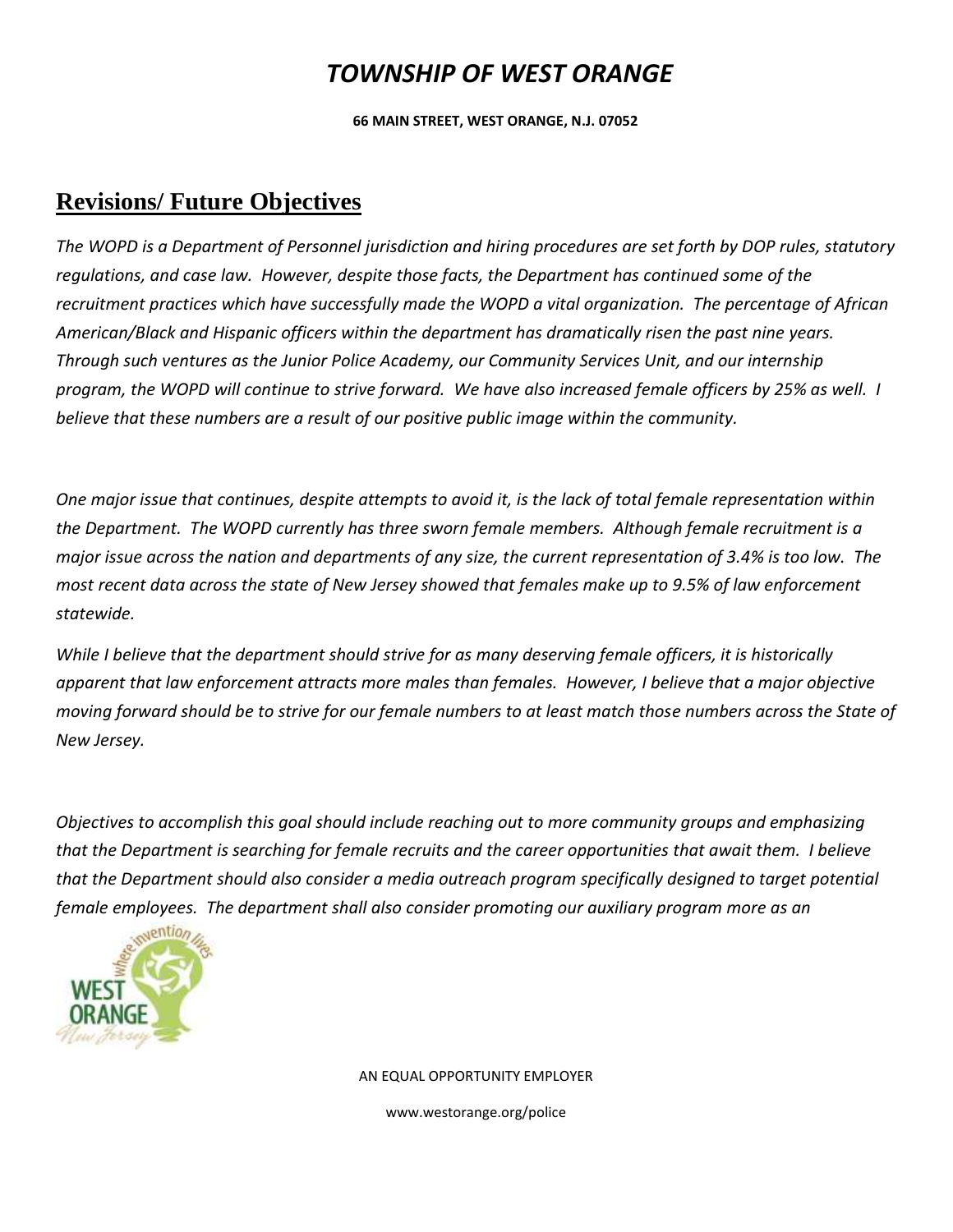# *TOWNSHIP OF WEST ORANGE*

**66 MAIN STREET, WEST ORANGE, N.J. 07052**

## Revisions/ Future Objectives

*The WOPD is a Department of Personnel jurisdiction and hiring procedures are set forth by DOP rules, statutory regulations, and case law. However, despite those facts, the Department has continued some of the recruitment practices which have successfully made the WOPD a vital organization. The percentage of African American/Black and Hispanic officers within the department has dramatically risen the past nine years. Through such ventures as the Junior Police Academy, our Community Services Unit, and our internship program, the WOPD will continue to strive forward. We have also increased female officers by 25% as well. I believe that these numbers are a result of our positive public image within the community.*

*One major issue that continues, despite attempts to avoid it, is the lack of total female representation within the Department. The WOPD currently has three sworn female members. Although female recruitment is a major issue across the nation and departments of any size, the current representation of 3.4% is too low. The most recent data across the state of New Jersey showed that females make up to 9.5% of law enforcement statewide.*

*While I believe that the department should strive for as many deserving female officers, it is historically apparent that law enforcement attracts more males than females. However, I believe that a major objective moving forward should be to strive for our female numbers to at least match those numbers across the State of New Jersey.*

*Objectives to accomplish this goal should include reaching out to more community groups and emphasizing that the Department is searching for female recruits and the career opportunities that await them. I believe that the Department should also consider a media outreach program specifically designed to target potential female employees. The department shall also consider promoting our auxiliary program more as an*

AN EQUAL OPPORTUNITY EMPLOYER

www.westorange.org/police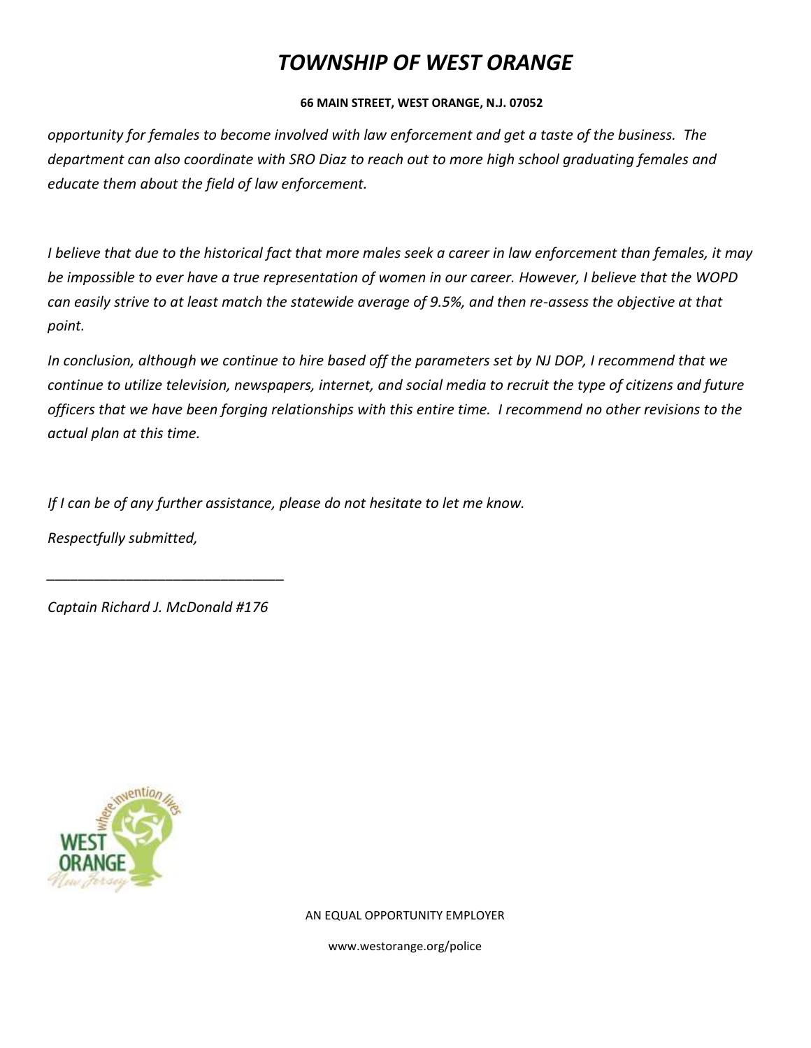*opportunity for females to become involved with law enforcement and get a taste of the business. The department can also coordinate with SRO Diaz to reach out to more high school graduating females and educate them about the field of law enforcement.*

*I believe that due to the historical fact that more males seek a career in law enforcement than females, it may be impossible to ever have a true representation of women in our career. However, I believe that the WOPD can easily strive to at least match the statewide average of 9.5%, and then re-assess the objective at that point.*

*In conclusion, although we continue to hire based off the parameters set by NJ DOP, I recommend that we continue to utilize television, newspapers, internet, and social media to recruit the type of citizens and future officers that we have been forging relationships with this entire time. I recommend no other revisions to the actual plan at this time.*

*If I can be of any further assistance, please do not hesitate to let me know.*

*Respectfully submitted,*

*______________________________*

*Captain Richard J. McDonald #176*